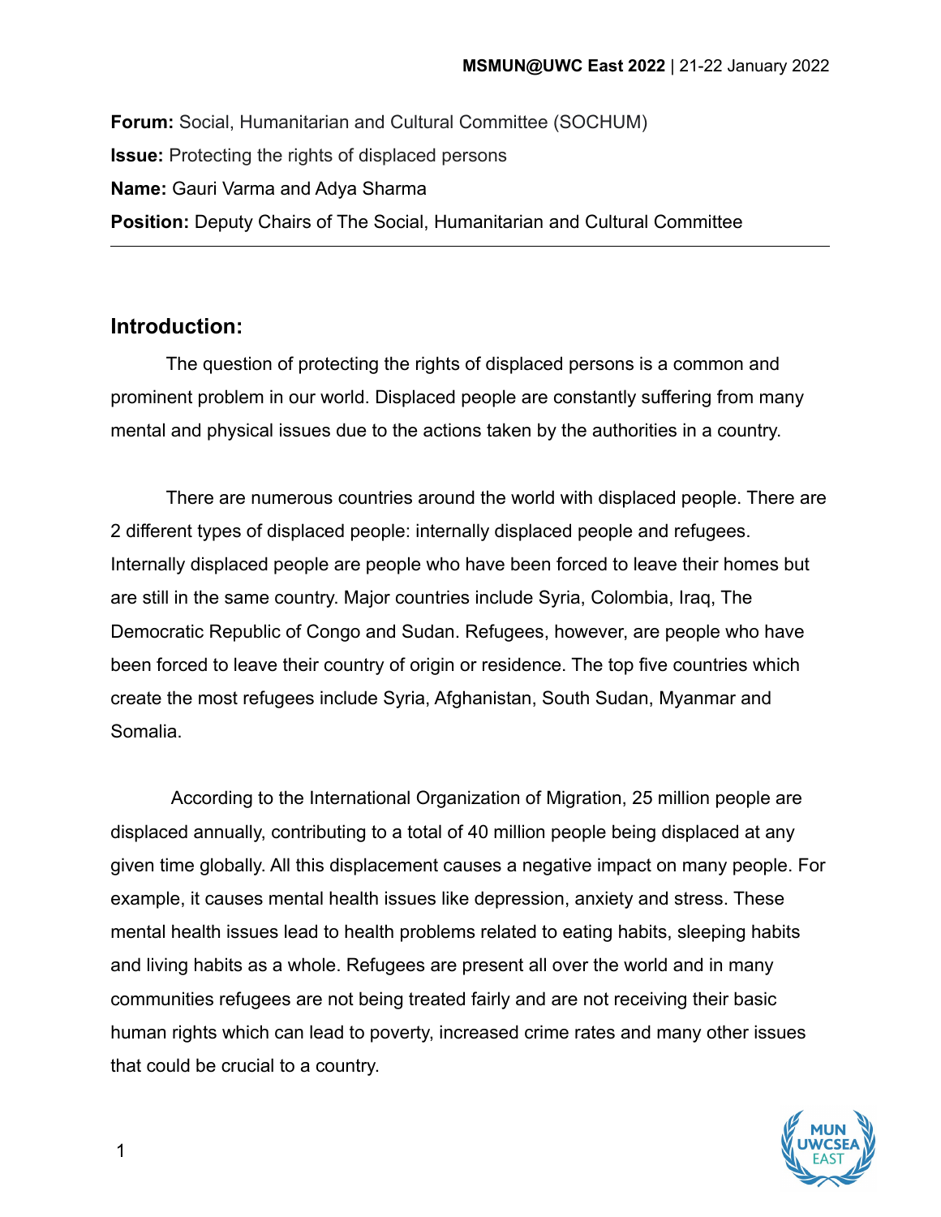**Forum:** Social, Humanitarian and Cultural Committee (SOCHUM)
**Issue:** Protecting the rights of displaced persons
**Name:** Gauri Varma and Adya Sharma
**Position:** Deputy Chairs of The Social, Humanitarian and Cultural Committee

---

## Introduction:

The question of protecting the rights of displaced persons is a common and prominent problem in our world. Displaced people are constantly suffering from many mental and physical issues due to the actions taken by the authorities in a country.

There are numerous countries around the world with displaced people. There are 2 different types of displaced people: internally displaced people and refugees. Internally displaced people are people who have been forced to leave their homes but are still in the same country. Major countries include Syria, Colombia, Iraq, The Democratic Republic of Congo and Sudan. Refugees, however, are people who have been forced to leave their country of origin or residence. The top five countries which create the most refugees include Syria, Afghanistan, South Sudan, Myanmar and Somalia.

According to the International Organization of Migration, 25 million people are displaced annually, contributing to a total of 40 million people being displaced at any given time globally. All this displacement causes a negative impact on many people. For example, it causes mental health issues like depression, anxiety and stress. These mental health issues lead to health problems related to eating habits, sleeping habits and living habits as a whole. Refugees are present all over the world and in many communities refugees are not being treated fairly and are not receiving their basic human rights which can lead to poverty, increased crime rates and many other issues that could be crucial to a country.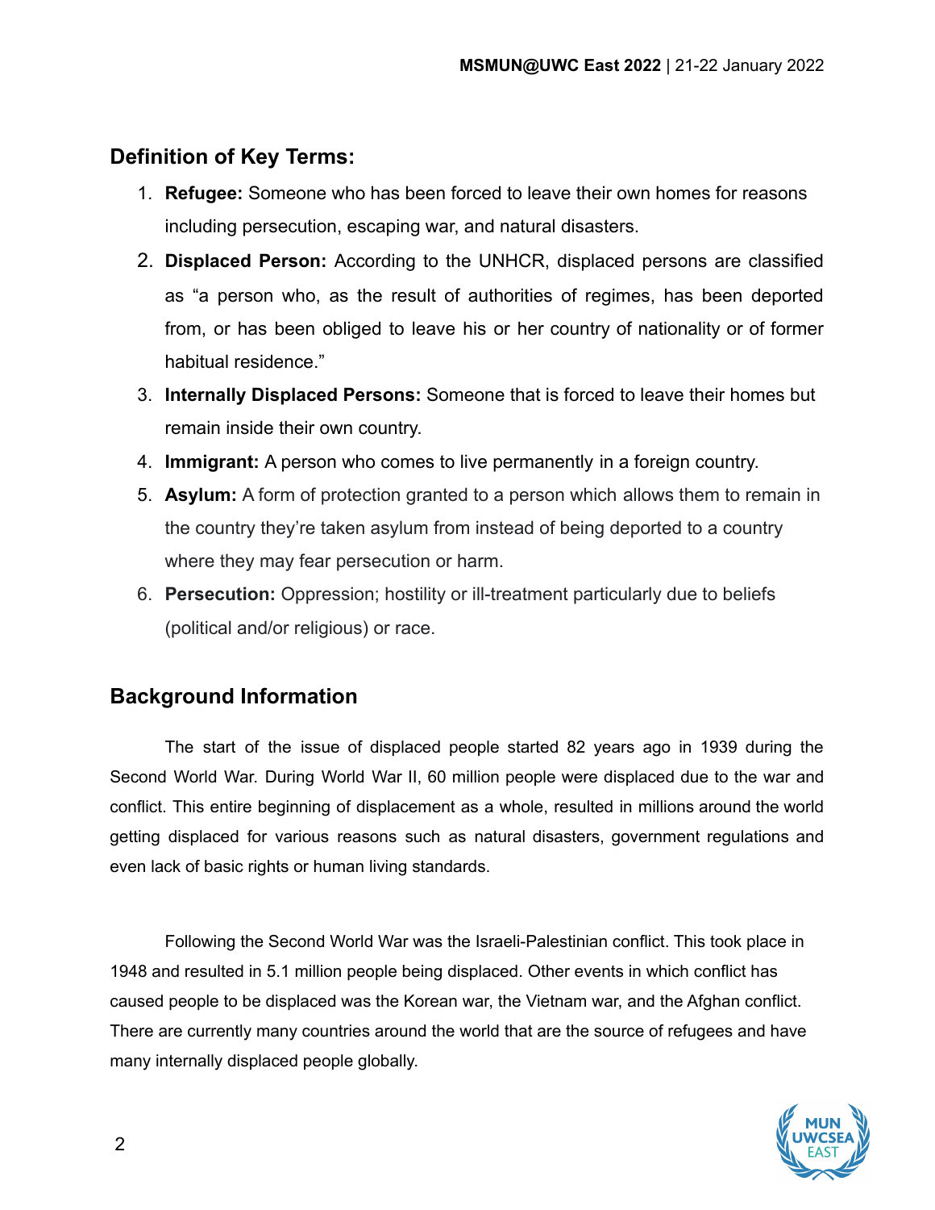## Definition of Key Terms:

1. **Refugee:** Someone who has been forced to leave their own homes for reasons including persecution, escaping war, and natural disasters.
2. **Displaced Person:** According to the UNHCR, displaced persons are classified as "a person who, as the result of authorities of regimes, has been deported from, or has been obliged to leave his or her country of nationality or of former habitual residence."
3. **Internally Displaced Persons:** Someone that is forced to leave their homes but remain inside their own country.
4. **Immigrant:** A person who comes to live permanently in a foreign country.
5. **Asylum:** A form of protection granted to a person which allows them to remain in the country they're taken asylum from instead of being deported to a country where they may fear persecution or harm.
6. **Persecution:** Oppression; hostility or ill-treatment particularly due to beliefs (political and/or religious) or race.

## Background Information

The start of the issue of displaced people started 82 years ago in 1939 during the Second World War. During World War II, 60 million people were displaced due to the war and conflict. This entire beginning of displacement as a whole, resulted in millions around the world getting displaced for various reasons such as natural disasters, government regulations and even lack of basic rights or human living standards.

Following the Second World War was the Israeli-Palestinian conflict. This took place in 1948 and resulted in 5.1 million people being displaced. Other events in which conflict has caused people to be displaced was the Korean war, the Vietnam war, and the Afghan conflict. There are currently many countries around the world that are the source of refugees and have many internally displaced people globally.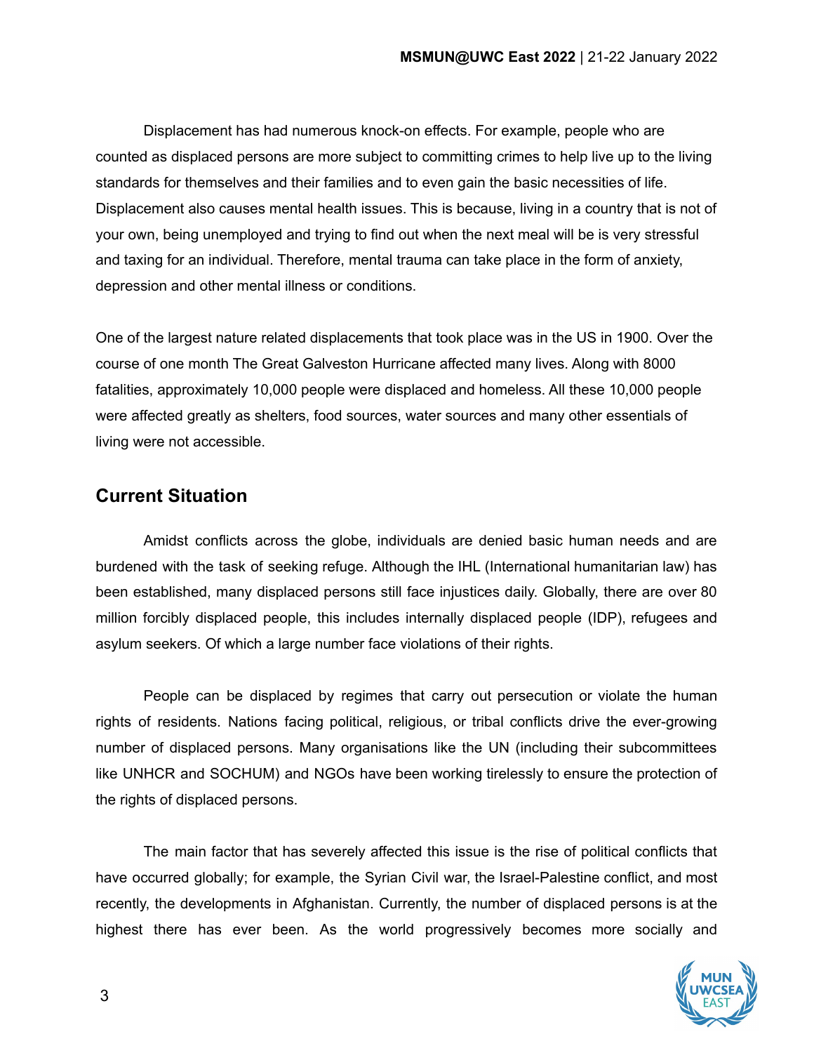Displacement has had numerous knock-on effects. For example, people who are counted as displaced persons are more subject to committing crimes to help live up to the living standards for themselves and their families and to even gain the basic necessities of life. Displacement also causes mental health issues. This is because, living in a country that is not of your own, being unemployed and trying to find out when the next meal will be is very stressful and taxing for an individual. Therefore, mental trauma can take place in the form of anxiety, depression and other mental illness or conditions.

One of the largest nature related displacements that took place was in the US in 1900. Over the course of one month The Great Galveston Hurricane affected many lives. Along with 8000 fatalities, approximately 10,000 people were displaced and homeless. All these 10,000 people were affected greatly as shelters, food sources, water sources and many other essentials of living were not accessible.

## Current Situation

Amidst conflicts across the globe, individuals are denied basic human needs and are burdened with the task of seeking refuge. Although the IHL (International humanitarian law) has been established, many displaced persons still face injustices daily. Globally, there are over 80 million forcibly displaced people, this includes internally displaced people (IDP), refugees and asylum seekers. Of which a large number face violations of their rights.

People can be displaced by regimes that carry out persecution or violate the human rights of residents. Nations facing political, religious, or tribal conflicts drive the ever-growing number of displaced persons. Many organisations like the UN (including their subcommittees like UNHCR and SOCHUM) and NGOs have been working tirelessly to ensure the protection of the rights of displaced persons.

The main factor that has severely affected this issue is the rise of political conflicts that have occurred globally; for example, the Syrian Civil war, the Israel-Palestine conflict, and most recently, the developments in Afghanistan. Currently, the number of displaced persons is at the highest there has ever been. As the world progressively becomes more socially and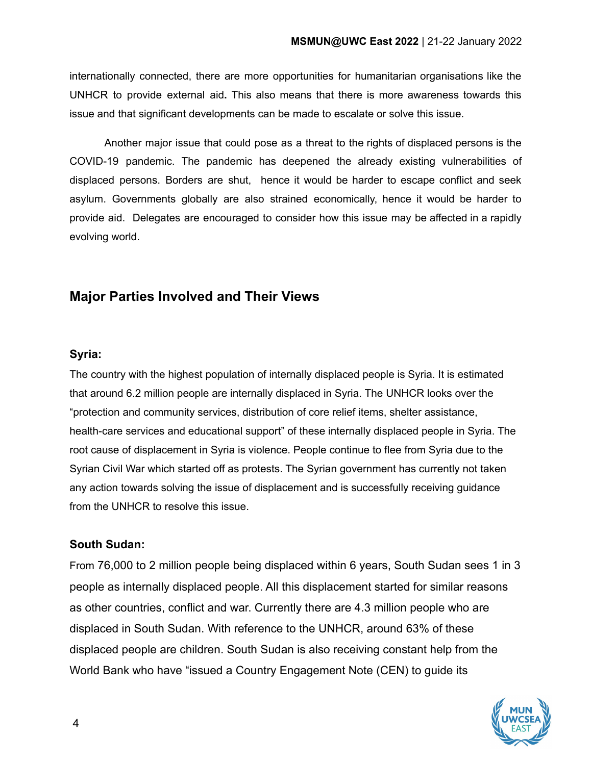internationally connected, there are more opportunities for humanitarian organisations like the UNHCR to provide external aid**.** This also means that there is more awareness towards this issue and that significant developments can be made to escalate or solve this issue.

Another major issue that could pose as a threat to the rights of displaced persons is the COVID-19 pandemic. The pandemic has deepened the already existing vulnerabilities of displaced persons. Borders are shut, hence it would be harder to escape conflict and seek asylum. Governments globally are also strained economically, hence it would be harder to provide aid. Delegates are encouraged to consider how this issue may be affected in a rapidly evolving world.

## Major Parties Involved and Their Views

### Syria:

The country with the highest population of internally displaced people is Syria. It is estimated that around 6.2 million people are internally displaced in Syria. The UNHCR looks over the "protection and community services, distribution of core relief items, shelter assistance, health-care services and educational support" of these internally displaced people in Syria. The root cause of displacement in Syria is violence. People continue to flee from Syria due to the Syrian Civil War which started off as protests. The Syrian government has currently not taken any action towards solving the issue of displacement and is successfully receiving guidance from the UNHCR to resolve this issue.

### South Sudan:

From 76,000 to 2 million people being displaced within 6 years, South Sudan sees 1 in 3 people as internally displaced people. All this displacement started for similar reasons as other countries, conflict and war. Currently there are 4.3 million people who are displaced in South Sudan. With reference to the UNHCR, around 63% of these displaced people are children. South Sudan is also receiving constant help from the World Bank who have "issued a Country Engagement Note (CEN) to guide its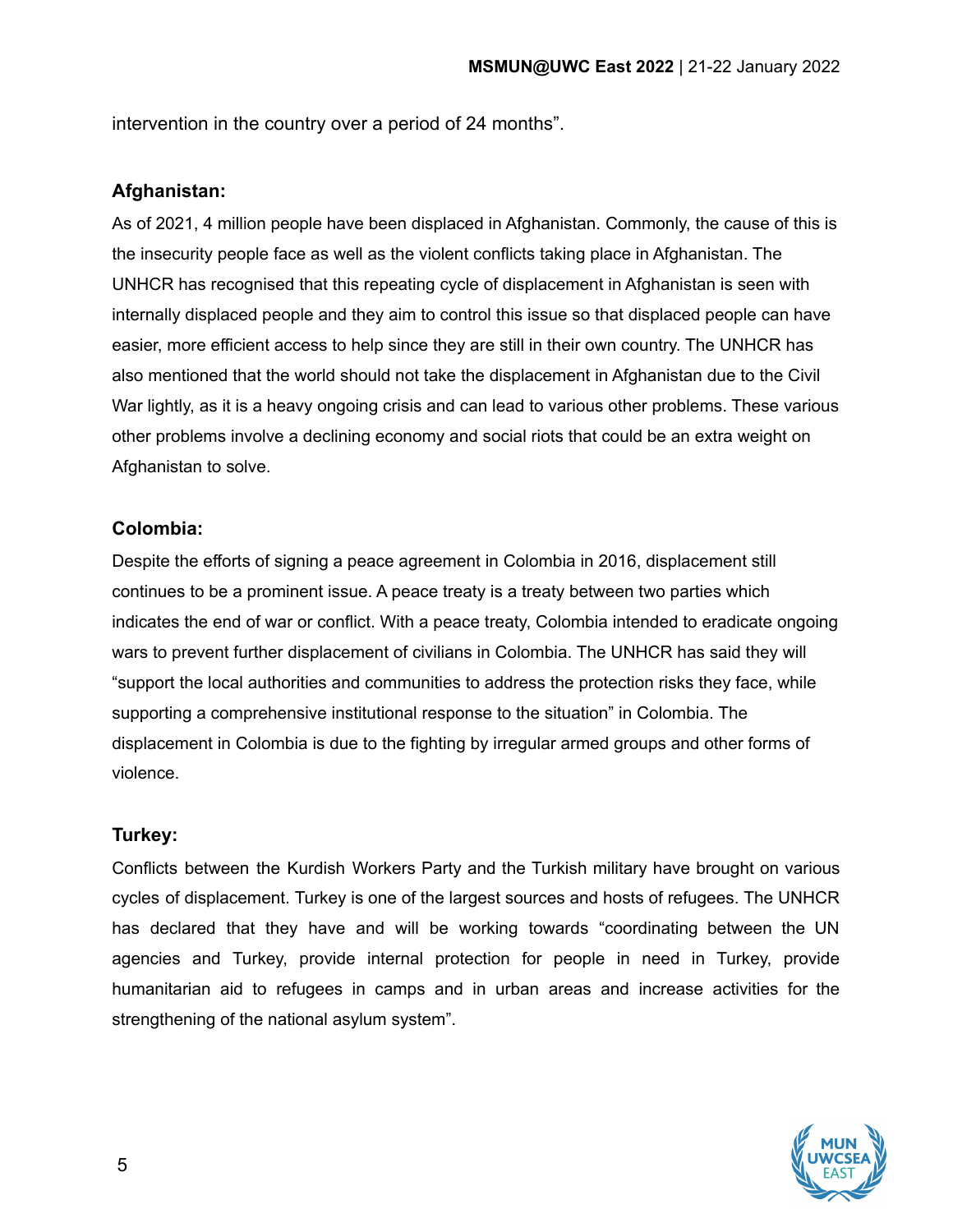intervention in the country over a period of 24 months".

**Afghanistan:**

As of 2021, 4 million people have been displaced in Afghanistan. Commonly, the cause of this is the insecurity people face as well as the violent conflicts taking place in Afghanistan. The UNHCR has recognised that this repeating cycle of displacement in Afghanistan is seen with internally displaced people and they aim to control this issue so that displaced people can have easier, more efficient access to help since they are still in their own country. The UNHCR has also mentioned that the world should not take the displacement in Afghanistan due to the Civil War lightly, as it is a heavy ongoing crisis and can lead to various other problems. These various other problems involve a declining economy and social riots that could be an extra weight on Afghanistan to solve.

**Colombia:**

Despite the efforts of signing a peace agreement in Colombia in 2016, displacement still continues to be a prominent issue. A peace treaty is a treaty between two parties which indicates the end of war or conflict. With a peace treaty, Colombia intended to eradicate ongoing wars to prevent further displacement of civilians in Colombia. The UNHCR has said they will "support the local authorities and communities to address the protection risks they face, while supporting a comprehensive institutional response to the situation" in Colombia. The displacement in Colombia is due to the fighting by irregular armed groups and other forms of violence.

**Turkey:**

Conflicts between the Kurdish Workers Party and the Turkish military have brought on various cycles of displacement. Turkey is one of the largest sources and hosts of refugees. The UNHCR has declared that they have and will be working towards "coordinating between the UN agencies and Turkey, provide internal protection for people in need in Turkey, provide humanitarian aid to refugees in camps and in urban areas and increase activities for the strengthening of the national asylum system".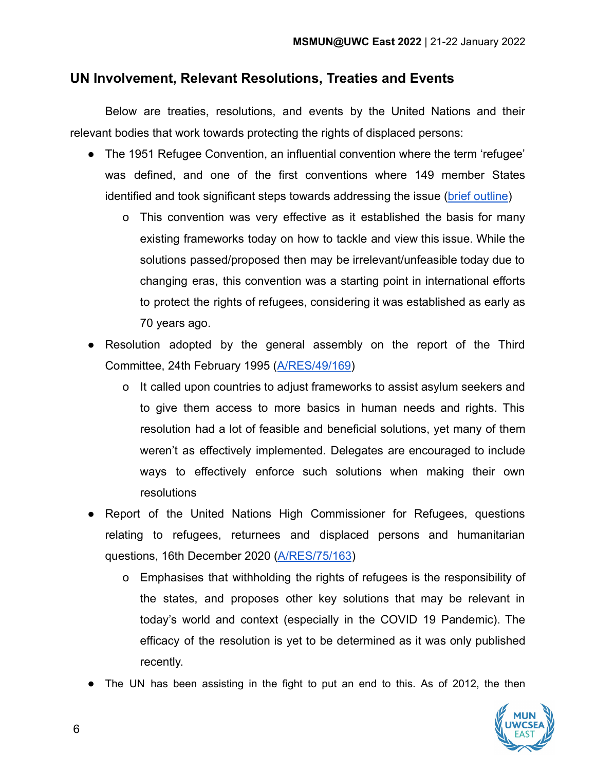## UN Involvement, Relevant Resolutions, Treaties and Events

Below are treaties, resolutions, and events by the United Nations and their relevant bodies that work towards protecting the rights of displaced persons:

- The 1951 Refugee Convention, an influential convention where the term 'refugee' was defined, and one of the first conventions where 149 member States identified and took significant steps towards addressing the issue ([brief outline](brief outline))
  - This convention was very effective as it established the basis for many existing frameworks today on how to tackle and view this issue. While the solutions passed/proposed then may be irrelevant/unfeasible today due to changing eras, this convention was a starting point in international efforts to protect the rights of refugees, considering it was established as early as 70 years ago.
- Resolution adopted by the general assembly on the report of the Third Committee, 24th February 1995 ([A/RES/49/169](A/RES/49/169))
  - It called upon countries to adjust frameworks to assist asylum seekers and to give them access to more basics in human needs and rights. This resolution had a lot of feasible and beneficial solutions, yet many of them weren't as effectively implemented. Delegates are encouraged to include ways to effectively enforce such solutions when making their own resolutions
- Report of the United Nations High Commissioner for Refugees, questions relating to refugees, returnees and displaced persons and humanitarian questions, 16th December 2020 ([A/RES/75/163](A/RES/75/163))
  - Emphasises that withholding the rights of refugees is the responsibility of the states, and proposes other key solutions that may be relevant in today's world and context (especially in the COVID 19 Pandemic). The efficacy of the resolution is yet to be determined as it was only published recently.
- The UN has been assisting in the fight to put an end to this. As of 2012, the then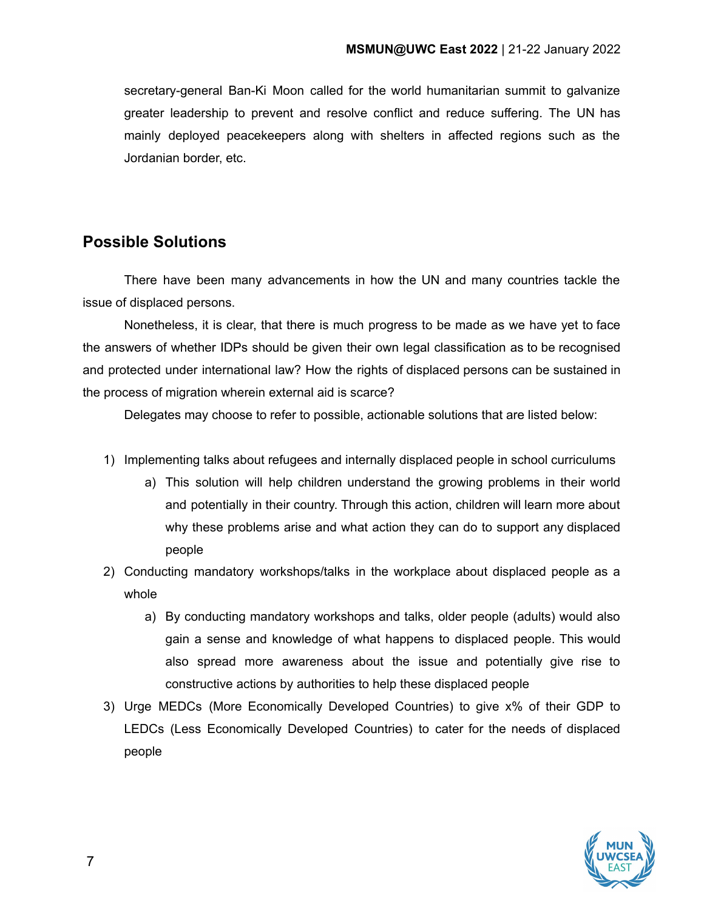secretary-general Ban-Ki Moon called for the world humanitarian summit to galvanize greater leadership to prevent and resolve conflict and reduce suffering. The UN has mainly deployed peacekeepers along with shelters in affected regions such as the Jordanian border, etc.

## Possible Solutions

There have been many advancements in how the UN and many countries tackle the issue of displaced persons.

Nonetheless, it is clear, that there is much progress to be made as we have yet to face the answers of whether IDPs should be given their own legal classification as to be recognised and protected under international law? How the rights of displaced persons can be sustained in the process of migration wherein external aid is scarce?

Delegates may choose to refer to possible, actionable solutions that are listed below:

1) Implementing talks about refugees and internally displaced people in school curriculums
   a) This solution will help children understand the growing problems in their world and potentially in their country. Through this action, children will learn more about why these problems arise and what action they can do to support any displaced people
2) Conducting mandatory workshops/talks in the workplace about displaced people as a whole
   a) By conducting mandatory workshops and talks, older people (adults) would also gain a sense and knowledge of what happens to displaced people. This would also spread more awareness about the issue and potentially give rise to constructive actions by authorities to help these displaced people
3) Urge MEDCs (More Economically Developed Countries) to give x% of their GDP to LEDCs (Less Economically Developed Countries) to cater for the needs of displaced people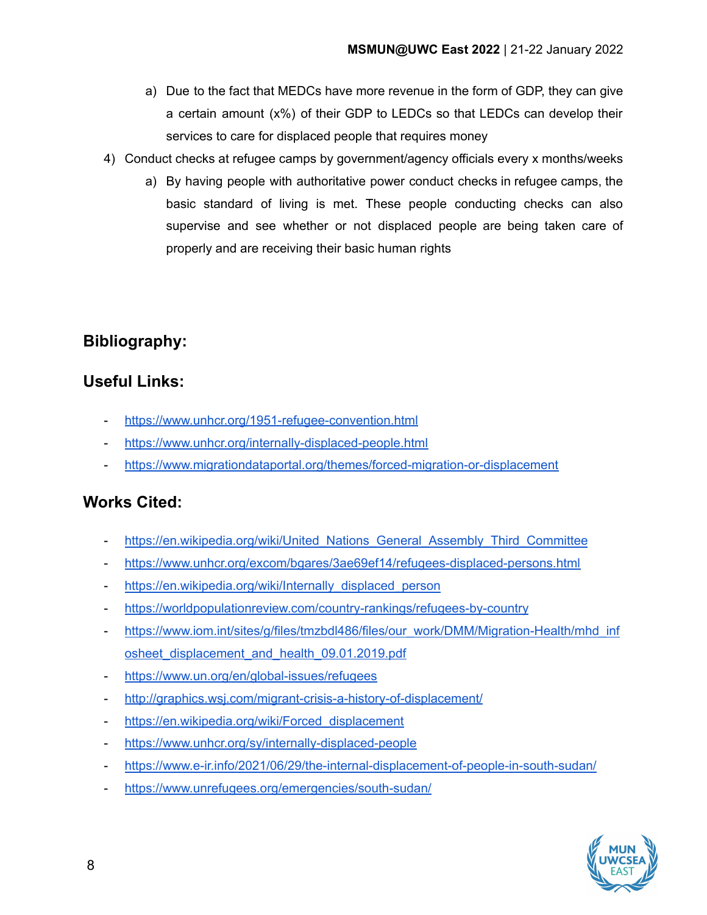a) Due to the fact that MEDCs have more revenue in the form of GDP, they can give a certain amount (x%) of their GDP to LEDCs so that LEDCs can develop their services to care for displaced people that requires money

4) Conduct checks at refugee camps by government/agency officials every x months/weeks
   a) By having people with authoritative power conduct checks in refugee camps, the basic standard of living is met. These people conducting checks can also supervise and see whether or not displaced people are being taken care of properly and are receiving their basic human rights

## Bibliography:

## Useful Links:

- https://www.unhcr.org/1951-refugee-convention.html
- https://www.unhcr.org/internally-displaced-people.html
- https://www.migrationdataportal.org/themes/forced-migration-or-displacement

## Works Cited:

- https://en.wikipedia.org/wiki/United_Nations_General_Assembly_Third_Committee
- https://www.unhcr.org/excom/bgares/3ae69ef14/refugees-displaced-persons.html
- https://en.wikipedia.org/wiki/Internally_displaced_person
- https://worldpopulationreview.com/country-rankings/refugees-by-country
- https://www.iom.int/sites/g/files/tmzbdl486/files/our_work/DMM/Migration-Health/mhd_infosheet_displacement_and_health_09.01.2019.pdf
- https://www.un.org/en/global-issues/refugees
- http://graphics.wsj.com/migrant-crisis-a-history-of-displacement/
- https://en.wikipedia.org/wiki/Forced_displacement
- https://www.unhcr.org/sy/internally-displaced-people
- https://www.e-ir.info/2021/06/29/the-internal-displacement-of-people-in-south-sudan/
- https://www.unrefugees.org/emergencies/south-sudan/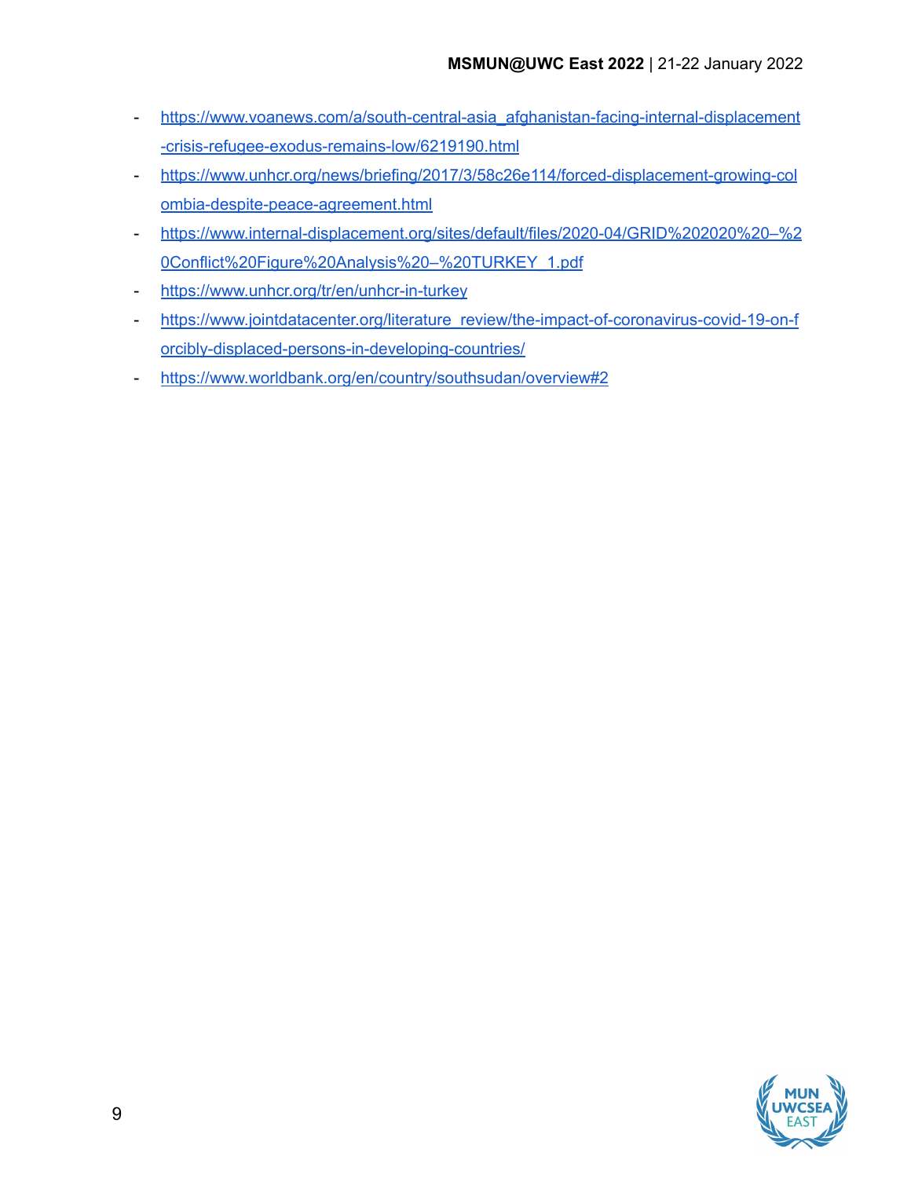- https://www.voanews.com/a/south-central-asia_afghanistan-facing-internal-displacement-crisis-refugee-exodus-remains-low/6219190.html
- https://www.unhcr.org/news/briefing/2017/3/58c26e114/forced-displacement-growing-colombia-despite-peace-agreement.html
- https://www.internal-displacement.org/sites/default/files/2020-04/GRID%202020%20–%20Conflict%20Figure%20Analysis%20–%20TURKEY_1.pdf
- https://www.unhcr.org/tr/en/unhcr-in-turkey
- https://www.jointdatacenter.org/literature_review/the-impact-of-coronavirus-covid-19-on-forcibly-displaced-persons-in-developing-countries/
- https://www.worldbank.org/en/country/southsudan/overview#2